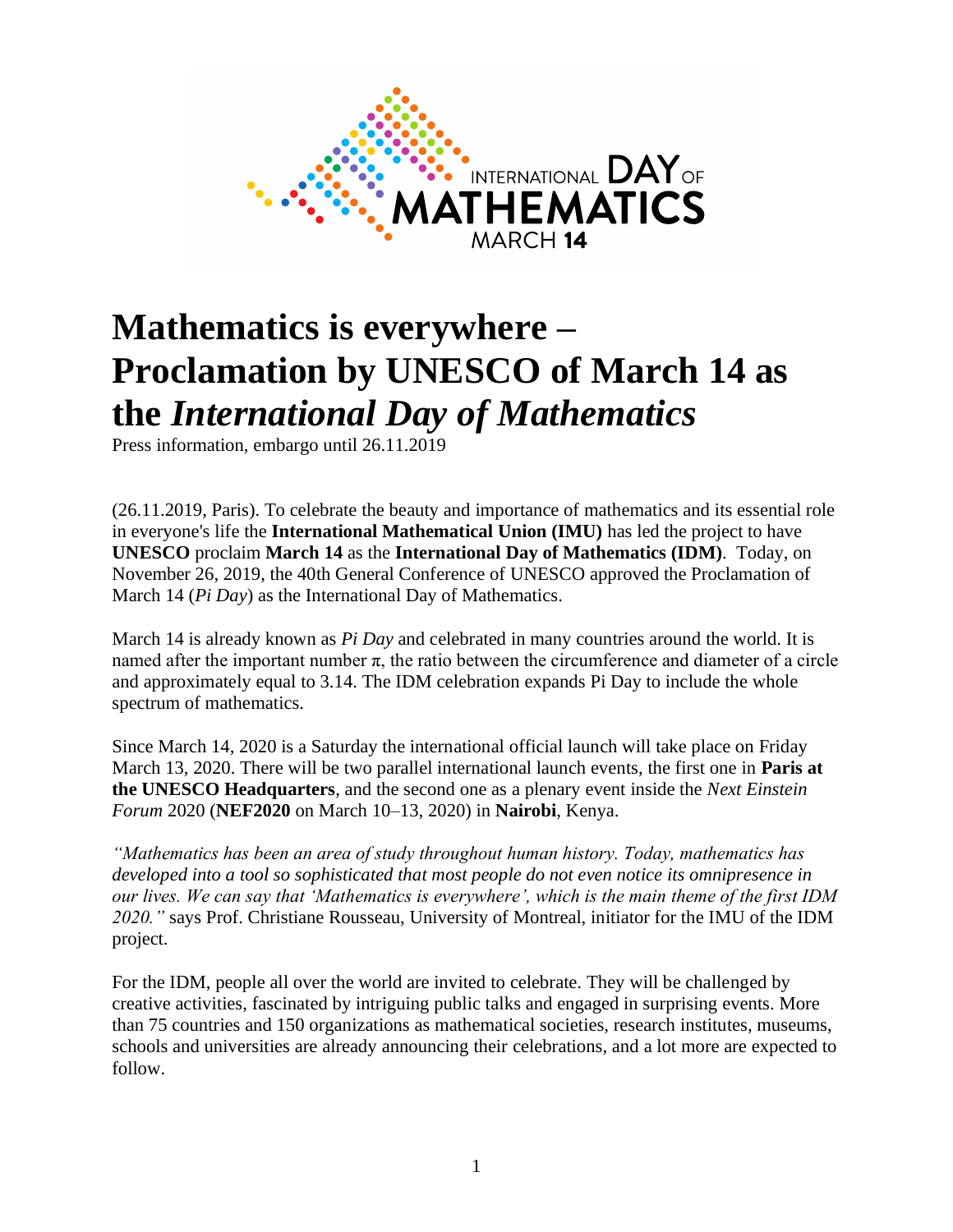# Mathematics is everywhere – Proclamation by UNESCO of March 14 as the *International Day of Mathematics*

Press information, embargo until 26.11.2019

(26.11.2019, Paris). To celebrate the beauty and importance of mathematics and its essential role in everyone's life the **International Mathematical Union (IMU)** has led the project to have **UNESCO** proclaim **March 14** as the **International Day of Mathematics (IDM)**. Today, on November 26, 2019, the 40th General Conference of UNESCO approved the Proclamation of March 14 (*Pi Day*) as the International Day of Mathematics.

March 14 is already known as *Pi Day* and celebrated in many countries around the world. It is named after the important number π, the ratio between the circumference and diameter of a circle and approximately equal to 3.14. The IDM celebration expands Pi Day to include the whole spectrum of mathematics.

Since March 14, 2020 is a Saturday the international official launch will take place on Friday March 13, 2020. There will be two parallel international launch events, the first one in **Paris at the UNESCO Headquarters**, and the second one as a plenary event inside the *Next Einstein Forum* 2020 (**NEF2020** on March 10–13, 2020) in **Nairobi**, Kenya.

*"Mathematics has been an area of study throughout human history. Today, mathematics has developed into a tool so sophisticated that most people do not even notice its omnipresence in our lives. We can say that 'Mathematics is everywhere', which is the main theme of the first IDM 2020."* says Prof. Christiane Rousseau, University of Montreal, initiator for the IMU of the IDM project.

For the IDM, people all over the world are invited to celebrate. They will be challenged by creative activities, fascinated by intriguing public talks and engaged in surprising events. More than 75 countries and 150 organizations as mathematical societies, research institutes, museums, schools and universities are already announcing their celebrations, and a lot more are expected to follow.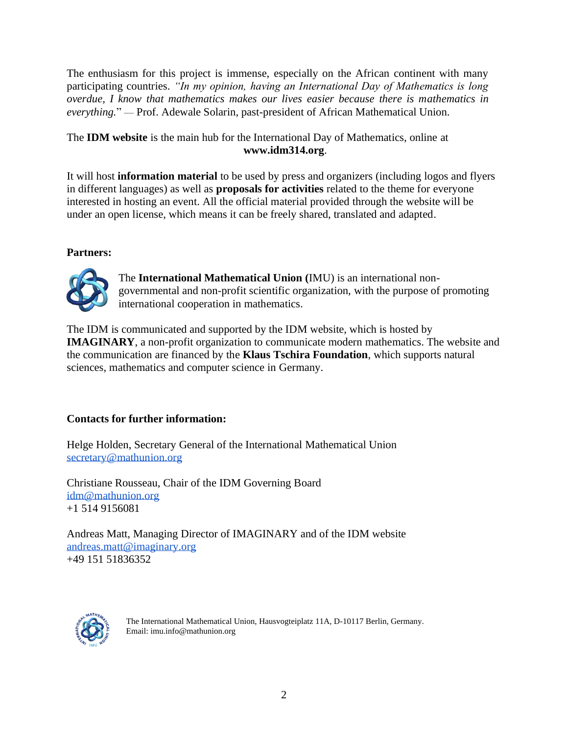The enthusiasm for this project is immense, especially on the African continent with many participating countries. *"In my opinion, having an International Day of Mathematics is long overdue, I know that mathematics makes our lives easier because there is mathematics in everything.*" — Prof. Adewale Solarin, past-president of African Mathematical Union.

The **IDM website** is the main hub for the International Day of Mathematics, online at **www.idm314.org**.

It will host **information material** to be used by press and organizers (including logos and flyers in different languages) as well as **proposals for activities** related to the theme for everyone interested in hosting an event. All the official material provided through the website will be under an open license, which means it can be freely shared, translated and adapted.

**Partners:**

The **International Mathematical Union (**IMU) is an international non-governmental and non-profit scientific organization, with the purpose of promoting international cooperation in mathematics.

The IDM is communicated and supported by the IDM website, which is hosted by **IMAGINARY**, a non-profit organization to communicate modern mathematics. The website and the communication are financed by the **Klaus Tschira Foundation**, which supports natural sciences, mathematics and computer science in Germany.

**Contacts for further information:**

Helge Holden, Secretary General of the International Mathematical Union
secretary@mathunion.org

Christiane Rousseau, Chair of the IDM Governing Board
idm@mathunion.org
+1 514 9156081

Andreas Matt, Managing Director of IMAGINARY and of the IDM website
andreas.matt@imaginary.org
+49 151 51836352

The International Mathematical Union, Hausvogteiplatz 11A, D-10117 Berlin, Germany.
Email: imu.info@mathunion.org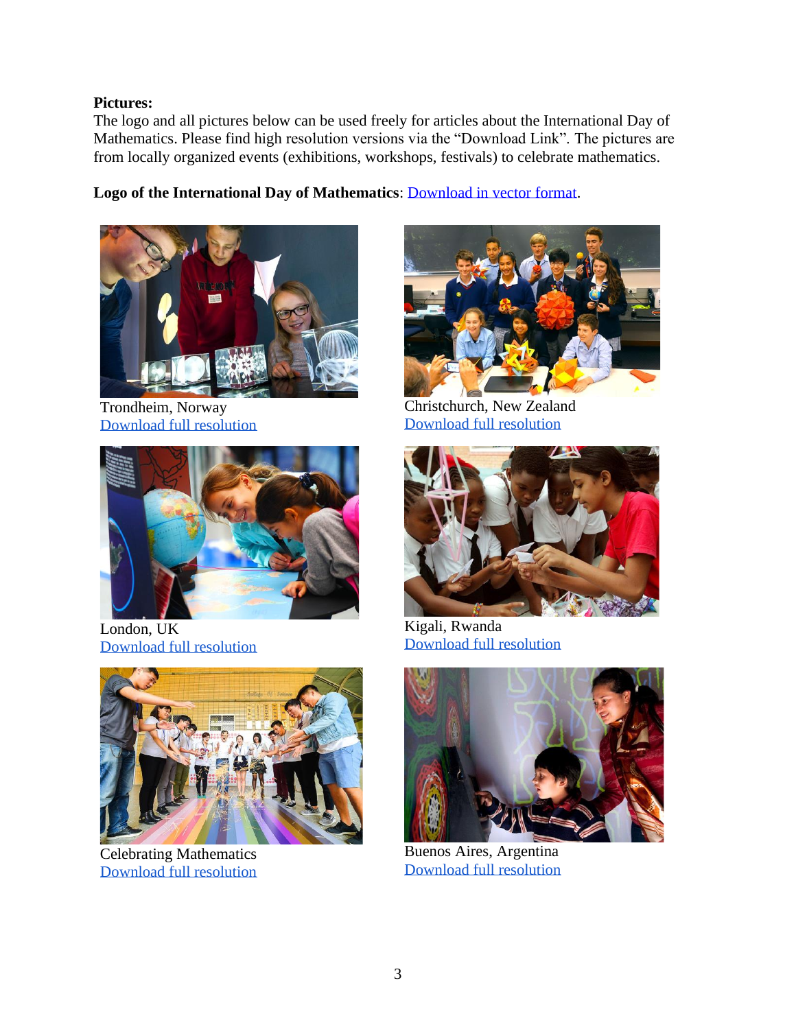**Pictures:**

The logo and all pictures below can be used freely for articles about the International Day of Mathematics. Please find high resolution versions via the "Download Link". The pictures are from locally organized events (exhibitions, workshops, festivals) to celebrate mathematics.

**Logo of the International Day of Mathematics**: Download in vector format.

Trondheim, Norway
Download full resolution

Christchurch, New Zealand
Download full resolution

London, UK
Download full resolution

Kigali, Rwanda
Download full resolution

Celebrating Mathematics
Download full resolution

Buenos Aires, Argentina
Download full resolution